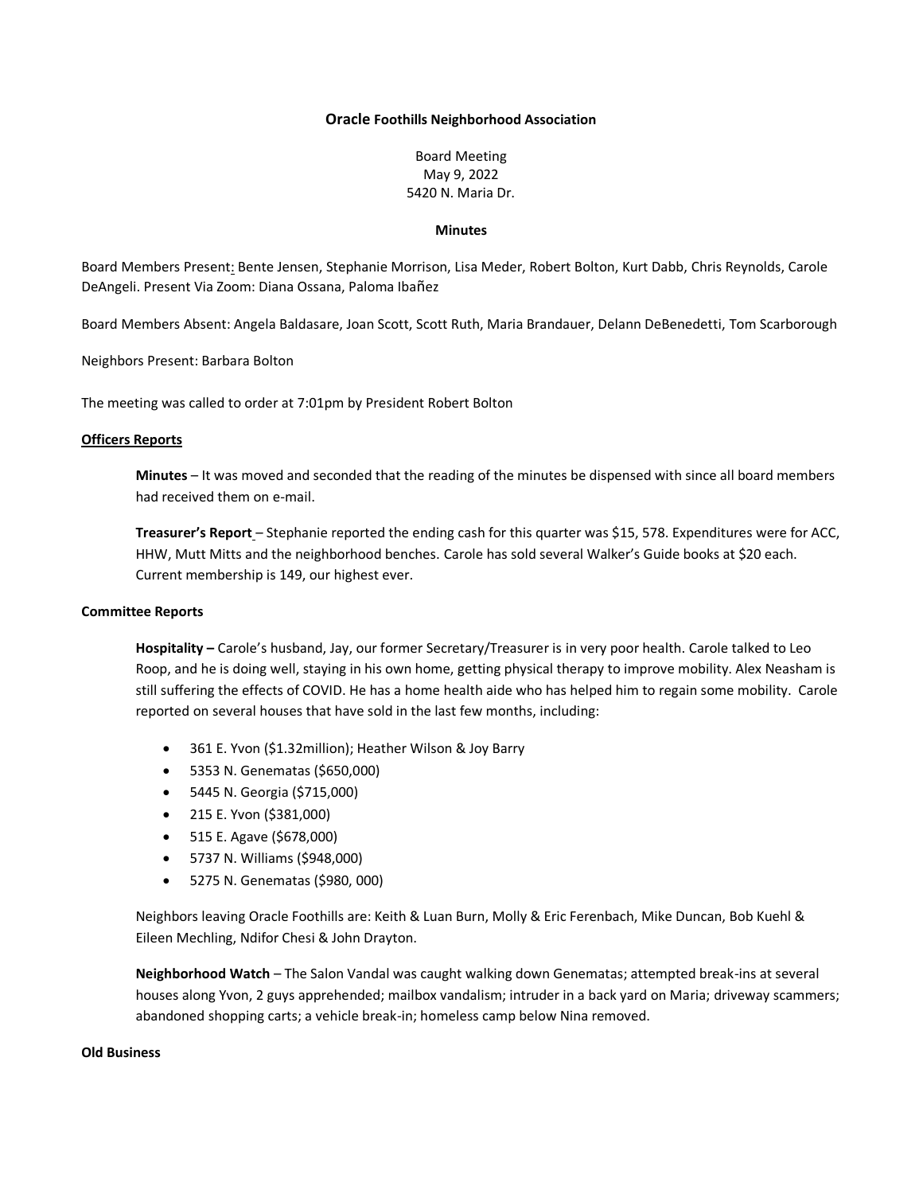**Oracle Foothills Neighborhood Association**

Board Meeting
May 9, 2022
5420 N. Maria Dr.

**Minutes**

Board Members Present: Bente Jensen, Stephanie Morrison, Lisa Meder, Robert Bolton, Kurt Dabb, Chris Reynolds, Carole DeAngeli. Present Via Zoom: Diana Ossana, Paloma Ibañez

Board Members Absent: Angela Baldasare, Joan Scott, Scott Ruth, Maria Brandauer, Delann DeBenedetti, Tom Scarborough

Neighbors Present: Barbara Bolton

The meeting was called to order at 7:01pm by President Robert Bolton

**Officers Reports**

**Minutes** – It was moved and seconded that the reading of the minutes be dispensed with since all board members had received them on e-mail.

**Treasurer's Report** – Stephanie reported the ending cash for this quarter was $15, 578. Expenditures were for ACC, HHW, Mutt Mitts and the neighborhood benches. Carole has sold several Walker's Guide books at $20 each. Current membership is 149, our highest ever.

**Committee Reports**

**Hospitality –** Carole's husband, Jay, our former Secretary/Treasurer is in very poor health. Carole talked to Leo Roop, and he is doing well, staying in his own home, getting physical therapy to improve mobility. Alex Neasham is still suffering the effects of COVID. He has a home health aide who has helped him to regain some mobility. Carole reported on several houses that have sold in the last few months, including:

- 361 E. Yvon ($1.32million); Heather Wilson & Joy Barry
- 5353 N. Genematas ($650,000)
- 5445 N. Georgia ($715,000)
- 215 E. Yvon ($381,000)
- 515 E. Agave ($678,000)
- 5737 N. Williams ($948,000)
- 5275 N. Genematas ($980, 000)

Neighbors leaving Oracle Foothills are: Keith & Luan Burn, Molly & Eric Ferenbach, Mike Duncan, Bob Kuehl & Eileen Mechling, Ndifor Chesi & John Drayton.

**Neighborhood Watch** – The Salon Vandal was caught walking down Genematas; attempted break-ins at several houses along Yvon, 2 guys apprehended; mailbox vandalism; intruder in a back yard on Maria; driveway scammers; abandoned shopping carts; a vehicle break-in; homeless camp below Nina removed.

**Old Business**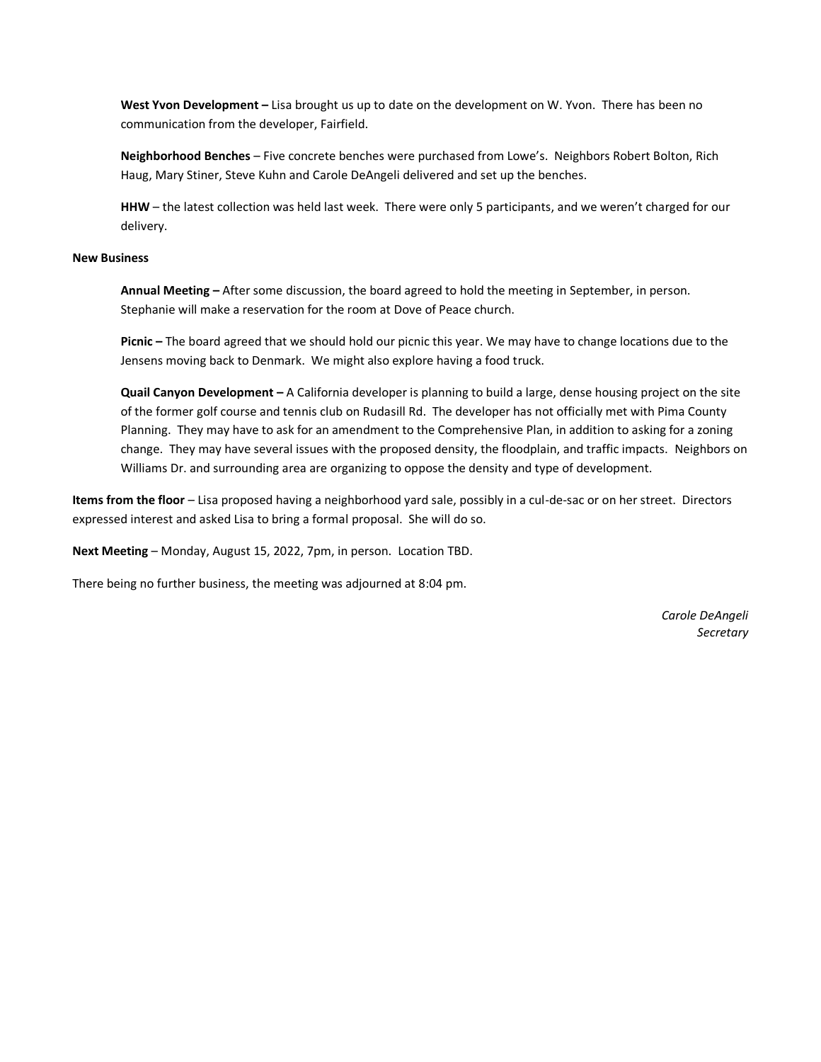**West Yvon Development –** Lisa brought us up to date on the development on W. Yvon. There has been no communication from the developer, Fairfield.

**Neighborhood Benches** – Five concrete benches were purchased from Lowe's. Neighbors Robert Bolton, Rich Haug, Mary Stiner, Steve Kuhn and Carole DeAngeli delivered and set up the benches.

**HHW** – the latest collection was held last week. There were only 5 participants, and we weren't charged for our delivery.

**New Business**

**Annual Meeting –** After some discussion, the board agreed to hold the meeting in September, in person. Stephanie will make a reservation for the room at Dove of Peace church.

**Picnic –** The board agreed that we should hold our picnic this year. We may have to change locations due to the Jensens moving back to Denmark. We might also explore having a food truck.

**Quail Canyon Development –** A California developer is planning to build a large, dense housing project on the site of the former golf course and tennis club on Rudasill Rd. The developer has not officially met with Pima County Planning. They may have to ask for an amendment to the Comprehensive Plan, in addition to asking for a zoning change. They may have several issues with the proposed density, the floodplain, and traffic impacts. Neighbors on Williams Dr. and surrounding area are organizing to oppose the density and type of development.

**Items from the floor** – Lisa proposed having a neighborhood yard sale, possibly in a cul-de-sac or on her street. Directors expressed interest and asked Lisa to bring a formal proposal. She will do so.

**Next Meeting** – Monday, August 15, 2022, 7pm, in person. Location TBD.

There being no further business, the meeting was adjourned at 8:04 pm.

*Carole DeAngeli*
*Secretary*